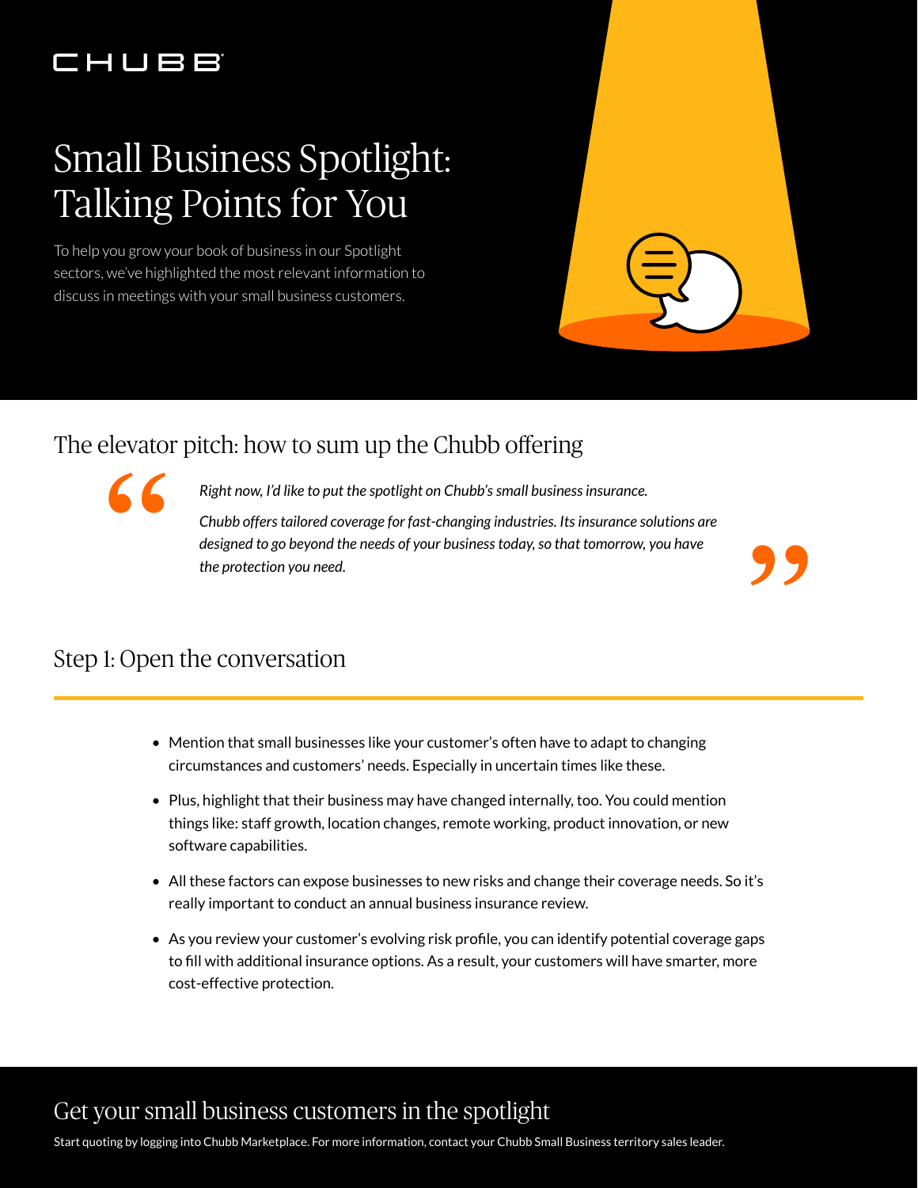CHUBB

# Small Business Spotlight: Talking Points for You

To help you grow your book of business in our Spotlight sectors, we've highlighted the most relevant information to discuss in meetings with your small business customers.

## The elevator pitch: how to sum up the Chubb offering

> *Right now, I'd like to put the spotlight on Chubb's small business insurance.*
>
> *Chubb offers tailored coverage for fast-changing industries. Its insurance solutions are designed to go beyond the needs of your business today, so that tomorrow, you have the protection you need.*

## Step 1: Open the conversation

- Mention that small businesses like your customer's often have to adapt to changing circumstances and customers' needs. Especially in uncertain times like these.
- Plus, highlight that their business may have changed internally, too. You could mention things like: staff growth, location changes, remote working, product innovation, or new software capabilities.
- All these factors can expose businesses to new risks and change their coverage needs. So it's really important to conduct an annual business insurance review.
- As you review your customer's evolving risk profile, you can identify potential coverage gaps to fill with additional insurance options. As a result, your customers will have smarter, more cost-effective protection.

## Get your small business customers in the spotlight

Start quoting by logging into Chubb Marketplace. For more information, contact your Chubb Small Business territory sales leader.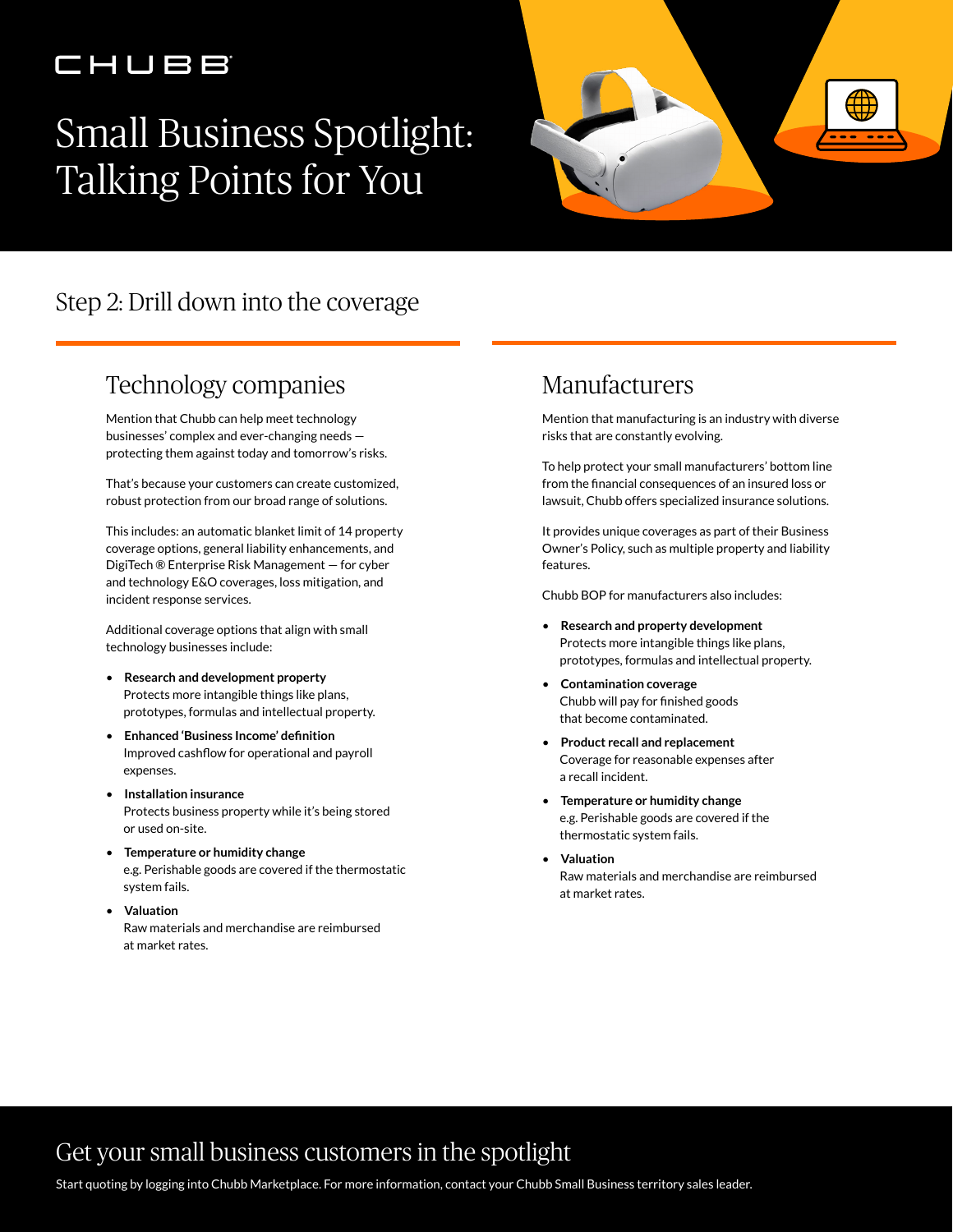# Small Business Spotlight: Talking Points for You

## Step 2: Drill down into the coverage

### Technology companies

Mention that Chubb can help meet technology businesses' complex and ever-changing needs — protecting them against today and tomorrow's risks.

That's because your customers can create customized, robust protection from our broad range of solutions.

This includes: an automatic blanket limit of 14 property coverage options, general liability enhancements, and DigiTech® Enterprise Risk Management — for cyber and technology E&O coverages, loss mitigation, and incident response services.

Additional coverage options that align with small technology businesses include:

- **Research and development property**
  Protects more intangible things like plans, prototypes, formulas and intellectual property.
- **Enhanced 'Business Income' definition**
  Improved cashflow for operational and payroll expenses.
- **Installation insurance**
  Protects business property while it's being stored or used on-site.
- **Temperature or humidity change**
  e.g. Perishable goods are covered if the thermostatic system fails.
- **Valuation**
  Raw materials and merchandise are reimbursed at market rates.

### Manufacturers

Mention that manufacturing is an industry with diverse risks that are constantly evolving.

To help protect your small manufacturers' bottom line from the financial consequences of an insured loss or lawsuit, Chubb offers specialized insurance solutions.

It provides unique coverages as part of their Business Owner's Policy, such as multiple property and liability features.

Chubb BOP for manufacturers also includes:

- **Research and property development**
  Protects more intangible things like plans, prototypes, formulas and intellectual property.
- **Contamination coverage**
  Chubb will pay for finished goods that become contaminated.
- **Product recall and replacement**
  Coverage for reasonable expenses after a recall incident.
- **Temperature or humidity change**
  e.g. Perishable goods are covered if the thermostatic system fails.
- **Valuation**
  Raw materials and merchandise are reimbursed at market rates.

## Get your small business customers in the spotlight

Start quoting by logging into Chubb Marketplace. For more information, contact your Chubb Small Business territory sales leader.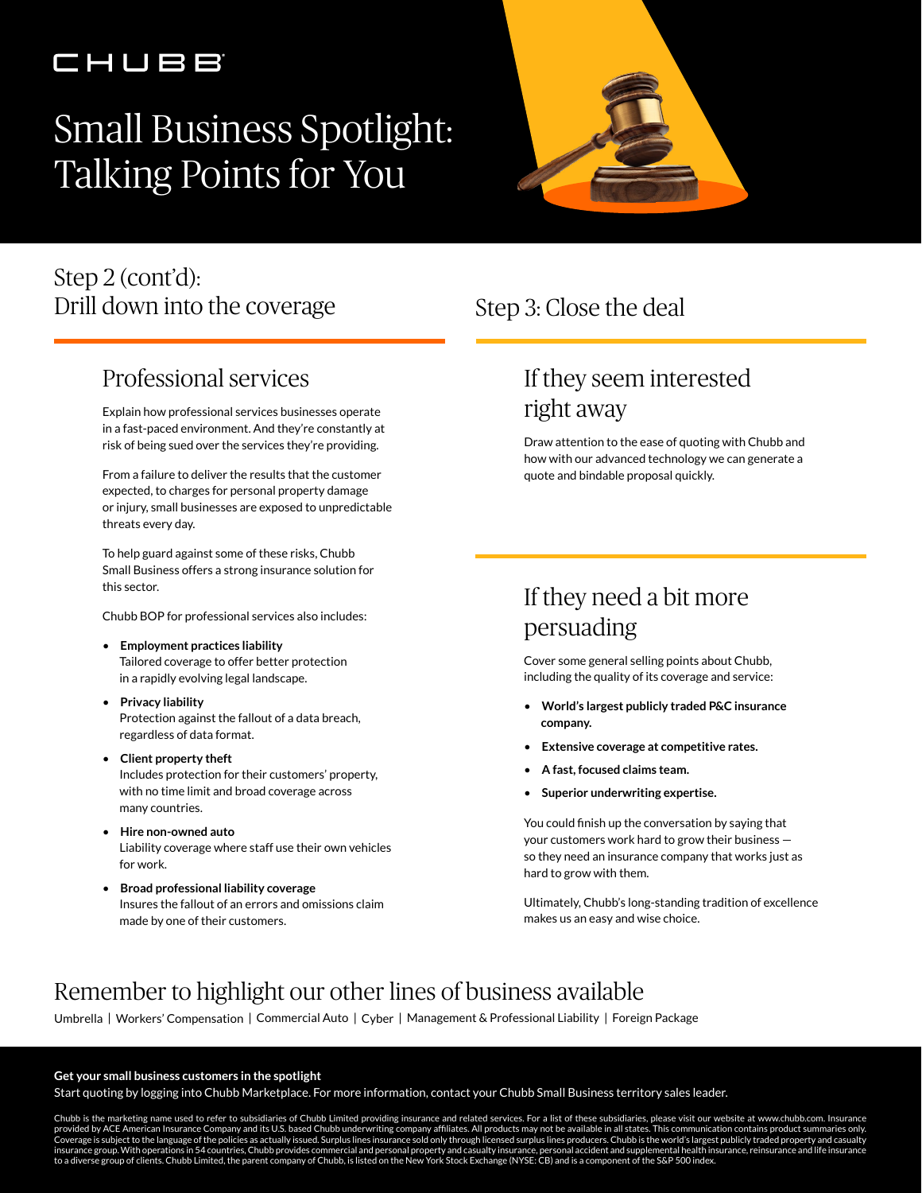CHUBB

# Small Business Spotlight: Talking Points for You

## Step 2 (cont'd): Drill down into the coverage

### Professional services

Explain how professional services businesses operate in a fast-paced environment. And they're constantly at risk of being sued over the services they're providing.

From a failure to deliver the results that the customer expected, to charges for personal property damage or injury, small businesses are exposed to unpredictable threats every day.

To help guard against some of these risks, Chubb Small Business offers a strong insurance solution for this sector.

Chubb BOP for professional services also includes:

- **Employment practices liability**
  Tailored coverage to offer better protection in a rapidly evolving legal landscape.
- **Privacy liability**
  Protection against the fallout of a data breach, regardless of data format.
- **Client property theft**
  Includes protection for their customers' property, with no time limit and broad coverage across many countries.
- **Hire non-owned auto**
  Liability coverage where staff use their own vehicles for work.
- **Broad professional liability coverage**
  Insures the fallout of an errors and omissions claim made by one of their customers.

## Step 3: Close the deal

### If they seem interested right away

Draw attention to the ease of quoting with Chubb and how with our advanced technology we can generate a quote and bindable proposal quickly.

### If they need a bit more persuading

Cover some general selling points about Chubb, including the quality of its coverage and service:

- **World's largest publicly traded P&C insurance company.**
- **Extensive coverage at competitive rates.**
- **A fast, focused claims team.**
- **Superior underwriting expertise.**

You could finish up the conversation by saying that your customers work hard to grow their business — so they need an insurance company that works just as hard to grow with them.

Ultimately, Chubb's long-standing tradition of excellence makes us an easy and wise choice.

## Remember to highlight our other lines of business available

Umbrella | Workers' Compensation | Commercial Auto | Cyber | Management & Professional Liability | Foreign Package

**Get your small business customers in the spotlight**

Start quoting by logging into Chubb Marketplace. For more information, contact your Chubb Small Business territory sales leader.

Chubb is the marketing name used to refer to subsidiaries of Chubb Limited providing insurance and related services. For a list of these subsidiaries, please visit our website at www.chubb.com. Insurance provided by ACE American Insurance Company and its U.S. based Chubb underwriting company affiliates. All products may not be available in all states. This communication contains product summaries only. Coverage is subject to the language of the policies as actually issued. Surplus lines insurance sold only through licensed surplus lines producers. Chubb is the world's largest publicly traded property and casualty insurance group. With operations in 54 countries, Chubb provides commercial and personal property and casualty insurance, personal accident and supplemental health insurance, reinsurance and life insurance to a diverse group of clients. Chubb Limited, the parent company of Chubb, is listed on the New York Stock Exchange (NYSE: CB) and is a component of the S&P 500 index.